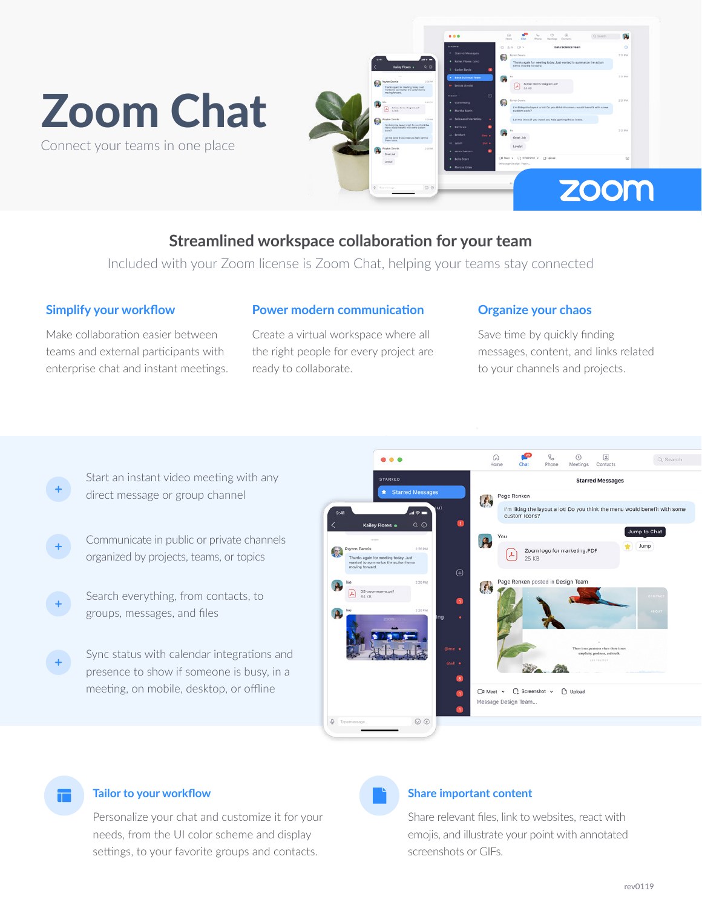# Zoom Chat

Connect your teams in one place

## Streamlined workspace collaboration for your team

Included with your Zoom license is Zoom Chat, helping your teams stay connected

### Simplify your workflow

Make collaboration easier between teams and external participants with enterprise chat and instant meetings.

### Power modern communication

Create a virtual workspace where all the right people for every project are ready to collaborate.

### Organize your chaos

Save time by quickly finding messages, content, and links related to your channels and projects.

- Start an instant video meeting with any direct message or group channel
- Communicate in public or private channels organized by projects, teams, or topics
- Search everything, from contacts, to groups, messages, and files
- Sync status with calendar integrations and presence to show if someone is busy, in a meeting, on mobile, desktop, or offline

### Tailor to your workflow

Personalize your chat and customize it for your needs, from the UI color scheme and display settings, to your favorite groups and contacts.

### Share important content

Share relevant files, link to websites, react with emojis, and illustrate your point with annotated screenshots or GIFs.

rev0119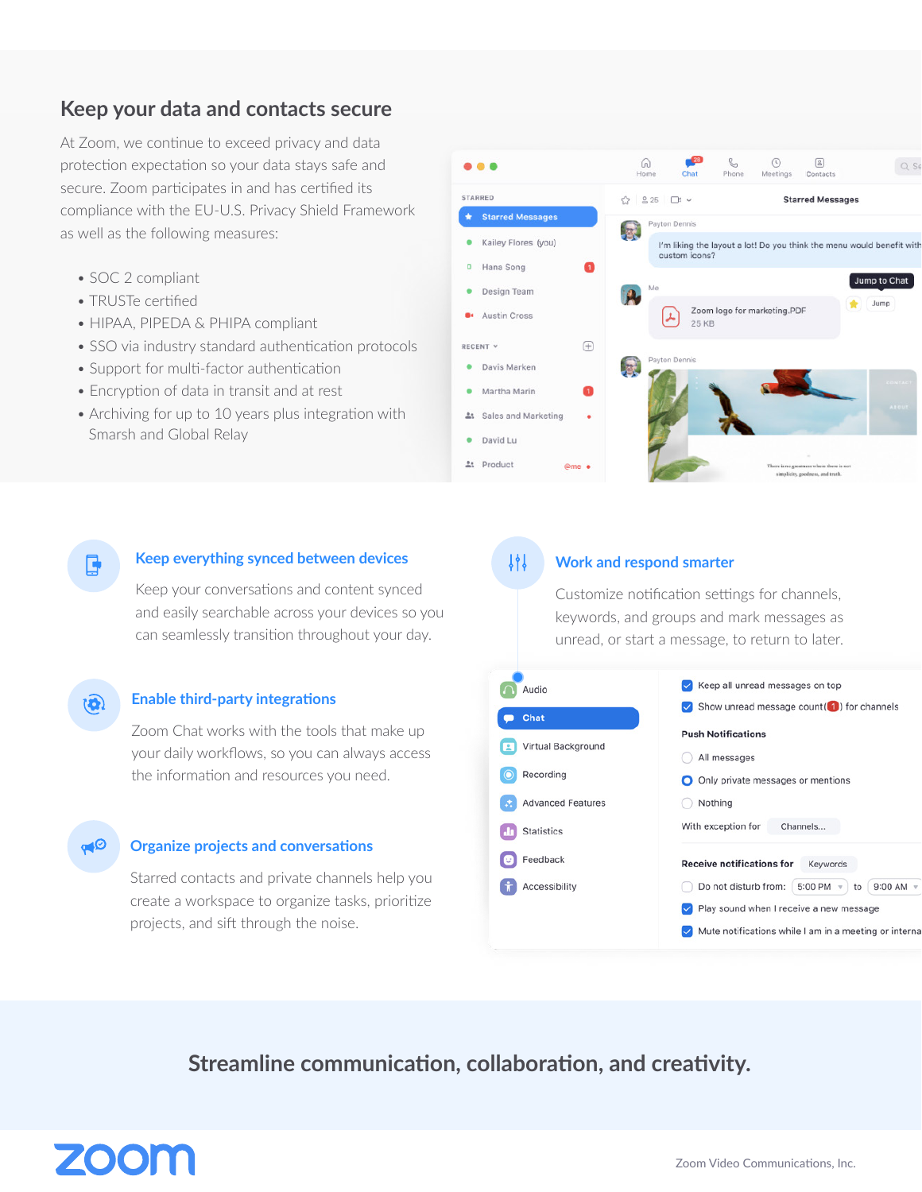## Keep your data and contacts secure

At Zoom, we continue to exceed privacy and data protection expectation so your data stays safe and secure. Zoom participates in and has certified its compliance with the EU-U.S. Privacy Shield Framework as well as the following measures:

- SOC 2 compliant
- TRUSTe certified
- HIPAA, PIPEDA & PHIPA compliant
- SSO via industry standard authentication protocols
- Support for multi-factor authentication
- Encryption of data in transit and at rest
- Archiving for up to 10 years plus integration with Smarsh and Global Relay

### Keep everything synced between devices

Keep your conversations and content synced and easily searchable across your devices so you can seamlessly transition throughout your day.

### Enable third-party integrations

Zoom Chat works with the tools that make up your daily workflows, so you can always access the information and resources you need.

### Organize projects and conversations

Starred contacts and private channels help you create a workspace to organize tasks, prioritize projects, and sift through the noise.

### Work and respond smarter

Customize notification settings for channels, keywords, and groups and mark messages as unread, or start a message, to return to later.

## Streamline communication, collaboration, and creativity.

zoom

Zoom Video Communications, Inc.